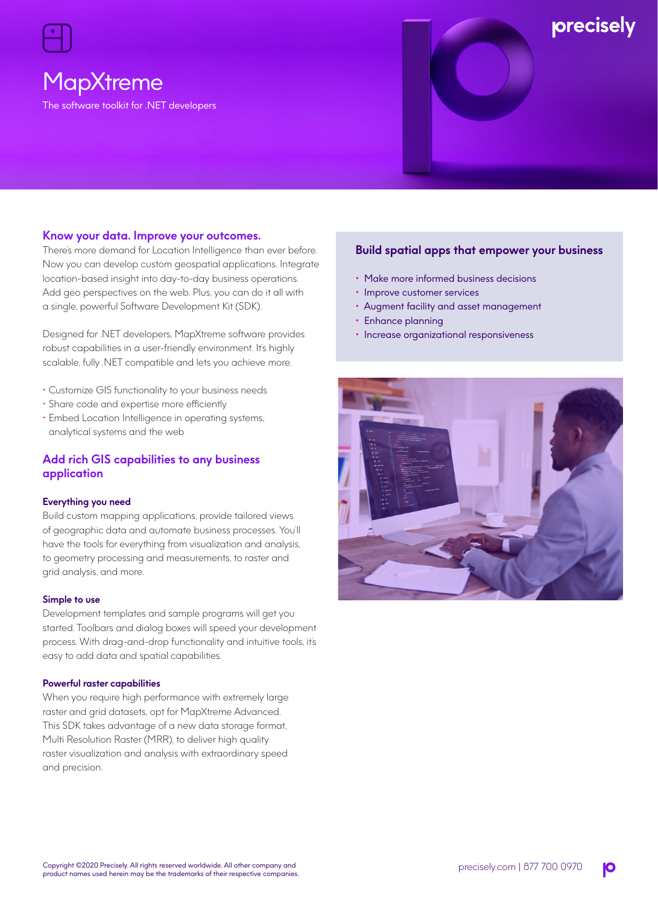# MapXtreme

The software toolkit for .NET developers

## Know your data. Improve your outcomes.

There's more demand for Location Intelligence than ever before. Now you can develop custom geospatial applications. Integrate location-based insight into day-to-day business operations. Add geo perspectives on the web. Plus, you can do it all with a single, powerful Software Development Kit (SDK).

Designed for .NET developers, MapXtreme software provides robust capabilities in a user-friendly environment. It's highly scalable, fully .NET compatible and lets you achieve more.

- Customize GIS functionality to your business needs
- Share code and expertise more efficiently
- Embed Location Intelligence in operating systems, analytical systems and the web

## Add rich GIS capabilities to any business application

### Everything you need

Build custom mapping applications, provide tailored views of geographic data and automate business processes. You'll have the tools for everything from visualization and analysis, to geometry processing and measurements, to raster and grid analysis, and more.

### Simple to use

Development templates and sample programs will get you started. Toolbars and dialog boxes will speed your development process. With drag-and-drop functionality and intuitive tools, it's easy to add data and spatial capabilities.

### Powerful raster capabilities

When you require high performance with extremely large raster and grid datasets, opt for MapXtreme Advanced. This SDK takes advantage of a new data storage format, Multi Resolution Raster (MRR), to deliver high quality raster visualization and analysis with extraordinary speed and precision.

## Build spatial apps that empower your business

- Make more informed business decisions
- Improve customer services
- Augment facility and asset management
- Enhance planning
- Increase organizational responsiveness

Copyright ©2020 Precisely. All rights reserved worldwide. All other company and product names used herein may be the trademarks of their respective companies.

precisely.com | 877 700 0970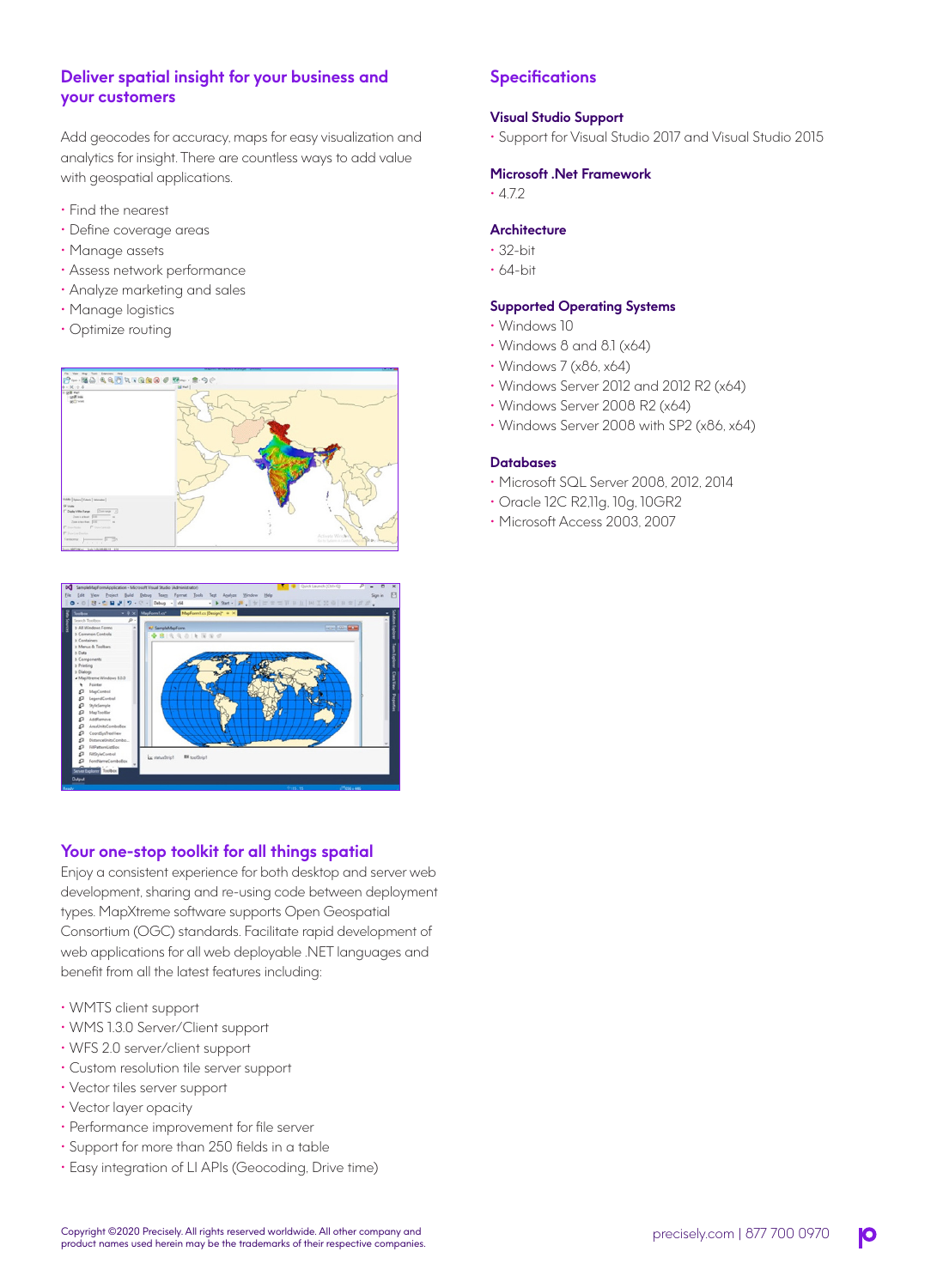## Deliver spatial insight for your business and your customers

Add geocodes for accuracy, maps for easy visualization and analytics for insight. There are countless ways to add value with geospatial applications.

- Find the nearest
- Define coverage areas
- Manage assets
- Assess network performance
- Analyze marketing and sales
- Manage logistics
- Optimize routing

## Your one-stop toolkit for all things spatial

Enjoy a consistent experience for both desktop and server web development, sharing and re-using code between deployment types. MapXtreme software supports Open Geospatial Consortium (OGC) standards. Facilitate rapid development of web applications for all web deployable .NET languages and benefit from all the latest features including:

- WMTS client support
- WMS 1.3.0 Server/Client support
- WFS 2.0 server/client support
- Custom resolution tile server support
- Vector tiles server support
- Vector layer opacity
- Performance improvement for file server
- Support for more than 250 fields in a table
- Easy integration of LI APIs (Geocoding, Drive time)

## Specifications

### Visual Studio Support

- Support for Visual Studio 2017 and Visual Studio 2015

### Microsoft .Net Framework

- 4.7.2

### Architecture

- 32-bit
- 64-bit

### Supported Operating Systems

- Windows 10
- Windows 8 and 8.1 (x64)
- Windows 7 (x86, x64)
- Windows Server 2012 and 2012 R2 (x64)
- Windows Server 2008 R2 (x64)
- Windows Server 2008 with SP2 (x86, x64)

### Databases

- Microsoft SQL Server 2008, 2012, 2014
- Oracle 12C R2,11g, 10g, 10GR2
- Microsoft Access 2003, 2007

Copyright ©2020 Precisely. All rights reserved worldwide. All other company and product names used herein may be the trademarks of their respective companies.

precisely.com | 877 700 0970